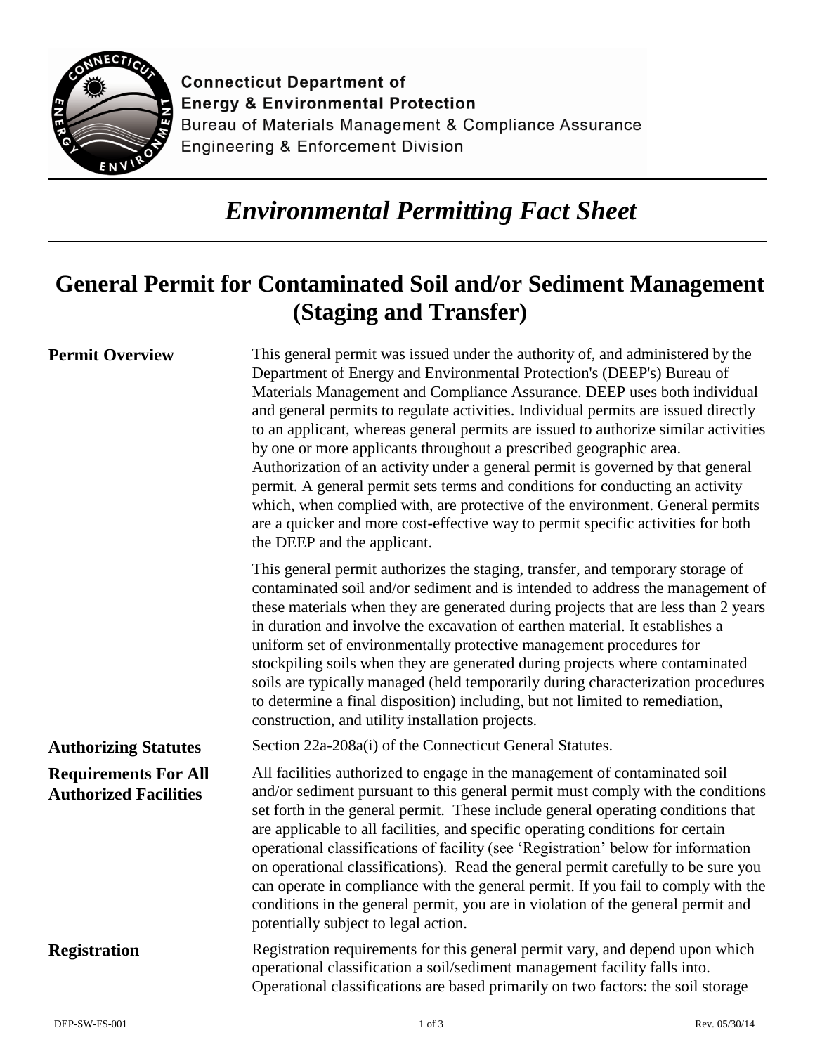Connecticut Department of
Energy & Environmental Protection
Bureau of Materials Management & Compliance Assurance
Engineering & Enforcement Division

# *Environmental Permitting Fact Sheet*

## General Permit for Contaminated Soil and/or Sediment Management (Staging and Transfer)

**Permit Overview**

This general permit was issued under the authority of, and administered by the Department of Energy and Environmental Protection's (DEEP's) Bureau of Materials Management and Compliance Assurance. DEEP uses both individual and general permits to regulate activities. Individual permits are issued directly to an applicant, whereas general permits are issued to authorize similar activities by one or more applicants throughout a prescribed geographic area. Authorization of an activity under a general permit is governed by that general permit. A general permit sets terms and conditions for conducting an activity which, when complied with, are protective of the environment. General permits are a quicker and more cost-effective way to permit specific activities for both the DEEP and the applicant.

This general permit authorizes the staging, transfer, and temporary storage of contaminated soil and/or sediment and is intended to address the management of these materials when they are generated during projects that are less than 2 years in duration and involve the excavation of earthen material. It establishes a uniform set of environmentally protective management procedures for stockpiling soils when they are generated during projects where contaminated soils are typically managed (held temporarily during characterization procedures to determine a final disposition) including, but not limited to remediation, construction, and utility installation projects.

**Authorizing Statutes**

Section 22a-208a(i) of the Connecticut General Statutes.

**Requirements For All Authorized Facilities**

All facilities authorized to engage in the management of contaminated soil and/or sediment pursuant to this general permit must comply with the conditions set forth in the general permit. These include general operating conditions that are applicable to all facilities, and specific operating conditions for certain operational classifications of facility (see 'Registration' below for information on operational classifications). Read the general permit carefully to be sure you can operate in compliance with the general permit. If you fail to comply with the conditions in the general permit, you are in violation of the general permit and potentially subject to legal action.

**Registration**

Registration requirements for this general permit vary, and depend upon which operational classification a soil/sediment management facility falls into. Operational classifications are based primarily on two factors: the soil storage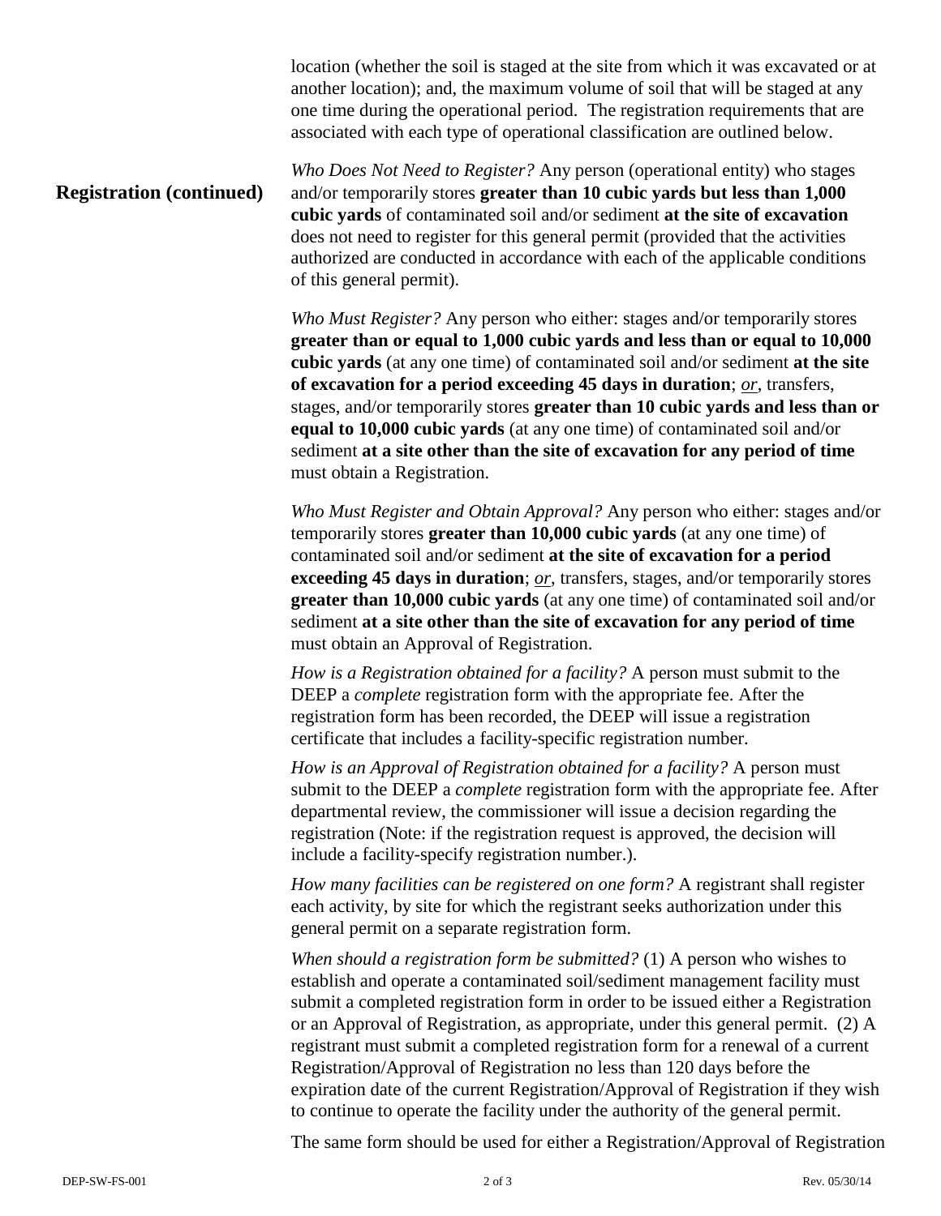location (whether the soil is staged at the site from which it was excavated or at another location); and, the maximum volume of soil that will be staged at any one time during the operational period. The registration requirements that are associated with each type of operational classification are outlined below.

## Registration (continued)

*Who Does Not Need to Register?* Any person (operational entity) who stages and/or temporarily stores **greater than 10 cubic yards but less than 1,000 cubic yards** of contaminated soil and/or sediment **at the site of excavation** does not need to register for this general permit (provided that the activities authorized are conducted in accordance with each of the applicable conditions of this general permit).

*Who Must Register?* Any person who either: stages and/or temporarily stores **greater than or equal to 1,000 cubic yards and less than or equal to 10,000 cubic yards** (at any one time) of contaminated soil and/or sediment **at the site of excavation for a period exceeding 45 days in duration**; <u>*or*</u>, transfers, stages, and/or temporarily stores **greater than 10 cubic yards and less than or equal to 10,000 cubic yards** (at any one time) of contaminated soil and/or sediment **at a site other than the site of excavation for any period of time** must obtain a Registration.

*Who Must Register and Obtain Approval?* Any person who either: stages and/or temporarily stores **greater than 10,000 cubic yards** (at any one time) of contaminated soil and/or sediment **at the site of excavation for a period exceeding 45 days in duration**; <u>*or*</u>, transfers, stages, and/or temporarily stores **greater than 10,000 cubic yards** (at any one time) of contaminated soil and/or sediment **at a site other than the site of excavation for any period of time** must obtain an Approval of Registration.

*How is a Registration obtained for a facility?* A person must submit to the DEEP a *complete* registration form with the appropriate fee. After the registration form has been recorded, the DEEP will issue a registration certificate that includes a facility-specific registration number.

*How is an Approval of Registration obtained for a facility?* A person must submit to the DEEP a *complete* registration form with the appropriate fee. After departmental review, the commissioner will issue a decision regarding the registration (Note: if the registration request is approved, the decision will include a facility-specify registration number.).

*How many facilities can be registered on one form?* A registrant shall register each activity, by site for which the registrant seeks authorization under this general permit on a separate registration form.

*When should a registration form be submitted?* (1) A person who wishes to establish and operate a contaminated soil/sediment management facility must submit a completed registration form in order to be issued either a Registration or an Approval of Registration, as appropriate, under this general permit. (2) A registrant must submit a completed registration form for a renewal of a current Registration/Approval of Registration no less than 120 days before the expiration date of the current Registration/Approval of Registration if they wish to continue to operate the facility under the authority of the general permit.

The same form should be used for either a Registration/Approval of Registration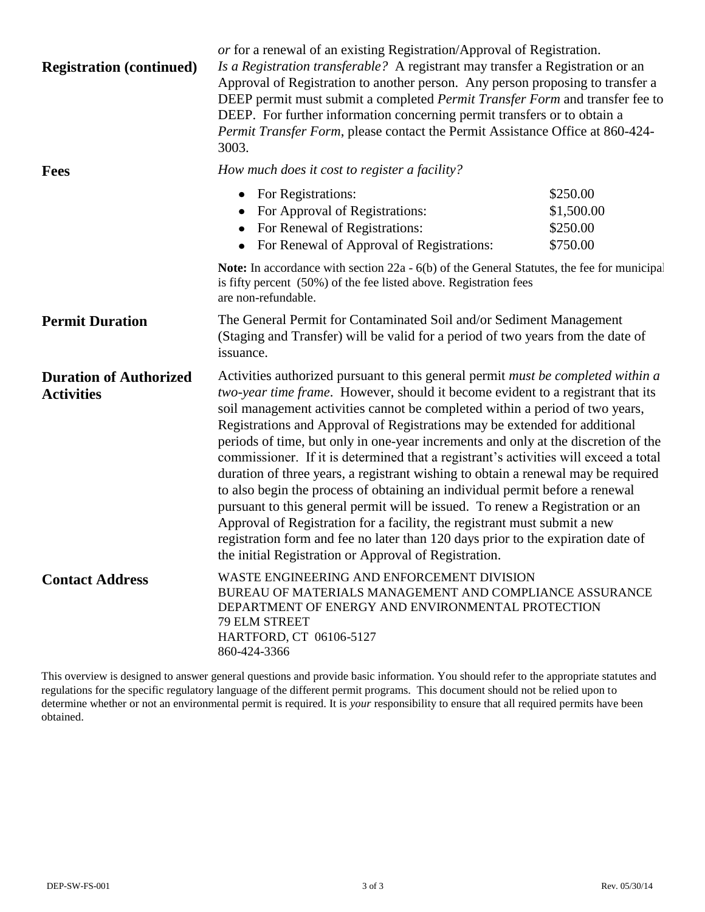## Registration (continued)

*or* for a renewal of an existing Registration/Approval of Registration.

*Is a Registration transferable?* A registrant may transfer a Registration or an Approval of Registration to another person. Any person proposing to transfer a DEEP permit must submit a completed *Permit Transfer Form* and transfer fee to DEEP. For further information concerning permit transfers or to obtain a *Permit Transfer Form*, please contact the Permit Assistance Office at 860-424-3003.

## Fees

*How much does it cost to register a facility?*

| | |
|---|---|
| • For Registrations: | $250.00 |
| • For Approval of Registrations: | $1,500.00 |
| • For Renewal of Registrations: | $250.00 |
| • For Renewal of Approval of Registrations: | $750.00 |

**Note:** In accordance with section 22a - 6(b) of the General Statutes, the fee for municipal is fifty percent (50%) of the fee listed above. Registration fees are non-refundable.

## Permit Duration

The General Permit for Contaminated Soil and/or Sediment Management (Staging and Transfer) will be valid for a period of two years from the date of issuance.

## Duration of Authorized Activities

Activities authorized pursuant to this general permit *must be completed within a two-year time frame*. However, should it become evident to a registrant that its soil management activities cannot be completed within a period of two years, Registrations and Approval of Registrations may be extended for additional periods of time, but only in one-year increments and only at the discretion of the commissioner. If it is determined that a registrant's activities will exceed a total duration of three years, a registrant wishing to obtain a renewal may be required to also begin the process of obtaining an individual permit before a renewal pursuant to this general permit will be issued. To renew a Registration or an Approval of Registration for a facility, the registrant must submit a new registration form and fee no later than 120 days prior to the expiration date of the initial Registration or Approval of Registration.

## Contact Address

WASTE ENGINEERING AND ENFORCEMENT DIVISION
BUREAU OF MATERIALS MANAGEMENT AND COMPLIANCE ASSURANCE
DEPARTMENT OF ENERGY AND ENVIRONMENTAL PROTECTION
79 ELM STREET
HARTFORD, CT 06106-5127
860-424-3366

This overview is designed to answer general questions and provide basic information. You should refer to the appropriate statutes and regulations for the specific regulatory language of the different permit programs. This document should not be relied upon to determine whether or not an environmental permit is required. It is *your* responsibility to ensure that all required permits have been obtained.

DEP-SW-FS-001 Rev. 05/30/14